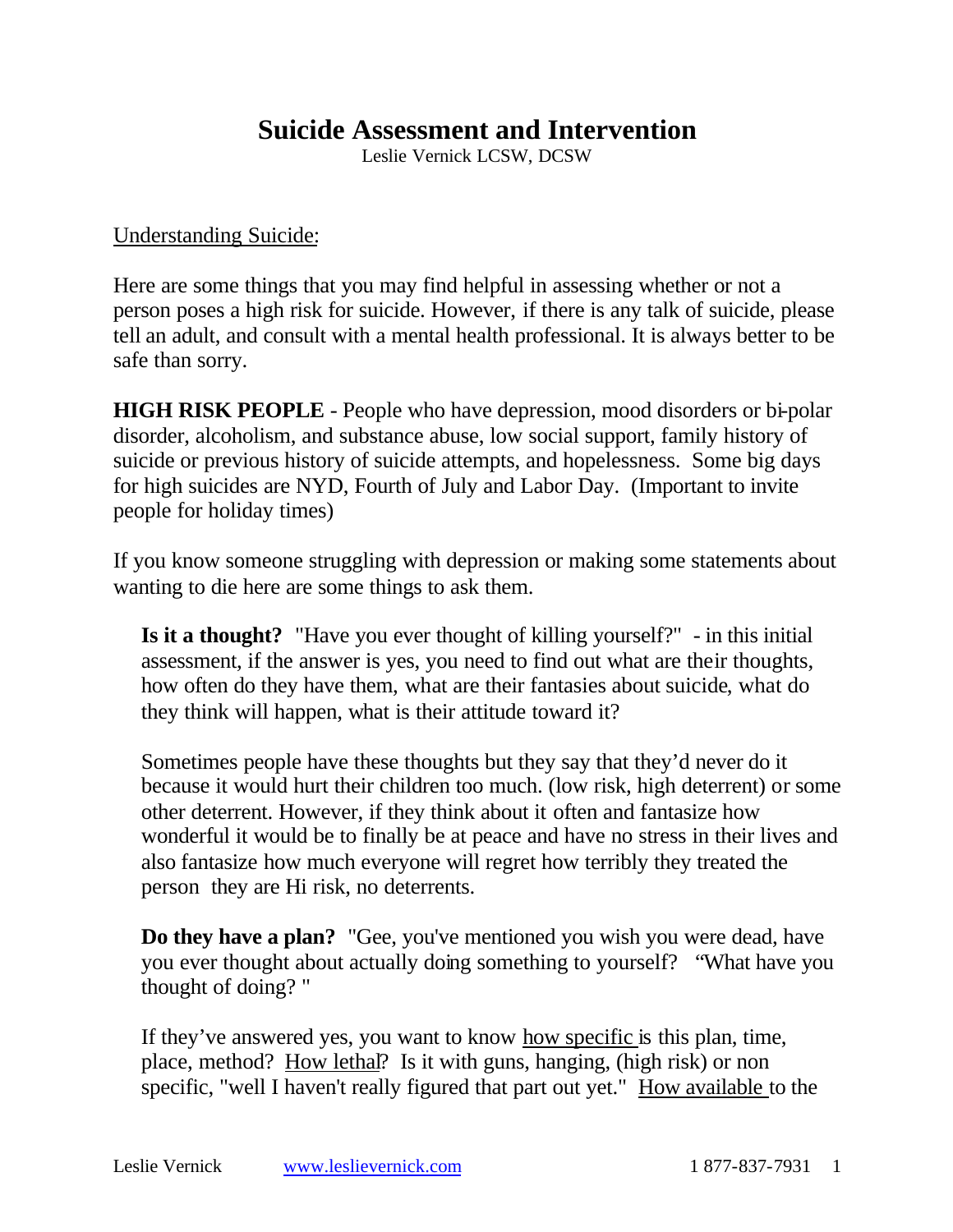# Suicide Assessment and Intervention

Leslie Vernick LCSW, DCSW

Understanding Suicide:

Here are some things that you may find helpful in assessing whether or not a person poses a high risk for suicide. However, if there is any talk of suicide, please tell an adult, and consult with a mental health professional. It is always better to be safe than sorry.

**HIGH RISK PEOPLE** - People who have depression, mood disorders or bi-polar disorder, alcoholism, and substance abuse, low social support, family history of suicide or previous history of suicide attempts, and hopelessness. Some big days for high suicides are NYD, Fourth of July and Labor Day. (Important to invite people for holiday times)

If you know someone struggling with depression or making some statements about wanting to die here are some things to ask them.

> **Is it a thought?** "Have you ever thought of killing yourself?" - in this initial assessment, if the answer is yes, you need to find out what are their thoughts, how often do they have them, what are their fantasies about suicide, what do they think will happen, what is their attitude toward it?
>
> Sometimes people have these thoughts but they say that they'd never do it because it would hurt their children too much. (low risk, high deterrent) or some other deterrent. However, if they think about it often and fantasize how wonderful it would be to finally be at peace and have no stress in their lives and also fantasize how much everyone will regret how terribly they treated the person they are Hi risk, no deterrents.
>
> **Do they have a plan?** "Gee, you've mentioned you wish you were dead, have you ever thought about actually doing something to yourself? "What have you thought of doing? "
>
> If they've answered yes, you want to know how specific is this plan, time, place, method? How lethal? Is it with guns, hanging, (high risk) or non specific, "well I haven't really figured that part out yet." How available to the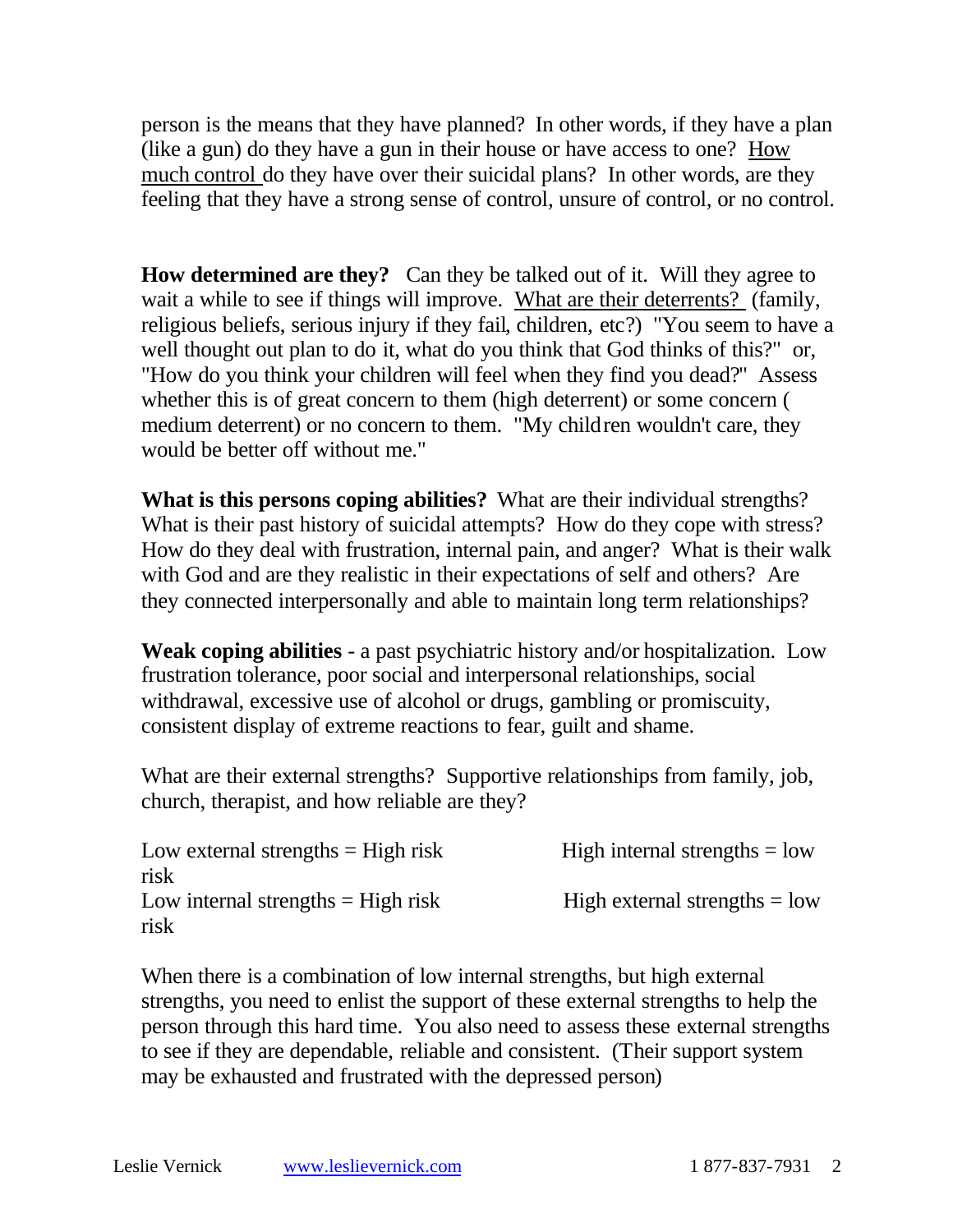person is the means that they have planned? In other words, if they have a plan (like a gun) do they have a gun in their house or have access to one? How much control do they have over their suicidal plans? In other words, are they feeling that they have a strong sense of control, unsure of control, or no control.

**How determined are they?** Can they be talked out of it. Will they agree to wait a while to see if things will improve. What are their deterrents? (family, religious beliefs, serious injury if they fail, children, etc?) "You seem to have a well thought out plan to do it, what do you think that God thinks of this?" or, "How do you think your children will feel when they find you dead?" Assess whether this is of great concern to them (high deterrent) or some concern ( medium deterrent) or no concern to them. "My children wouldn't care, they would be better off without me."

**What is this persons coping abilities?** What are their individual strengths? What is their past history of suicidal attempts? How do they cope with stress? How do they deal with frustration, internal pain, and anger? What is their walk with God and are they realistic in their expectations of self and others? Are they connected interpersonally and able to maintain long term relationships?

**Weak coping abilities** - a past psychiatric history and/or hospitalization. Low frustration tolerance, poor social and interpersonal relationships, social withdrawal, excessive use of alcohol or drugs, gambling or promiscuity, consistent display of extreme reactions to fear, guilt and shame.

What are their external strengths? Supportive relationships from family, job, church, therapist, and how reliable are they?

Low external strengths = High risk
Low internal strengths = High risk
High internal strengths = low risk
High external strengths = low risk

When there is a combination of low internal strengths, but high external strengths, you need to enlist the support of these external strengths to help the person through this hard time. You also need to assess these external strengths to see if they are dependable, reliable and consistent. (Their support system may be exhausted and frustrated with the depressed person)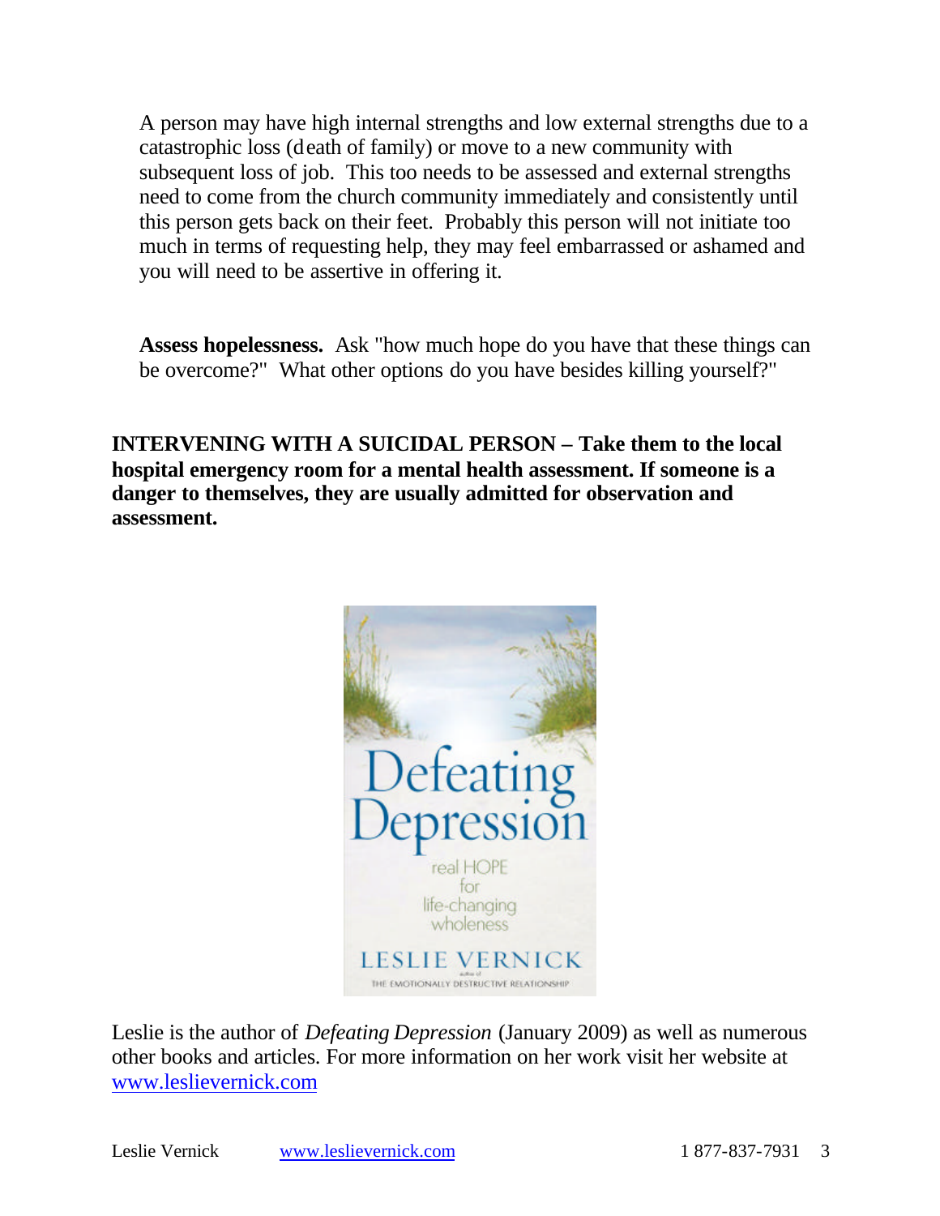A person may have high internal strengths and low external strengths due to a catastrophic loss (death of family) or move to a new community with subsequent loss of job. This too needs to be assessed and external strengths need to come from the church community immediately and consistently until this person gets back on their feet. Probably this person will not initiate too much in terms of requesting help, they may feel embarrassed or ashamed and you will need to be assertive in offering it.

**Assess hopelessness.** Ask "how much hope do you have that these things can be overcome?" What other options do you have besides killing yourself?"

**INTERVENING WITH A SUICIDAL PERSON – Take them to the local hospital emergency room for a mental health assessment. If someone is a danger to themselves, they are usually admitted for observation and assessment.**

Leslie is the author of *Defeating Depression* (January 2009) as well as numerous other books and articles. For more information on her work visit her website at www.leslievernick.com